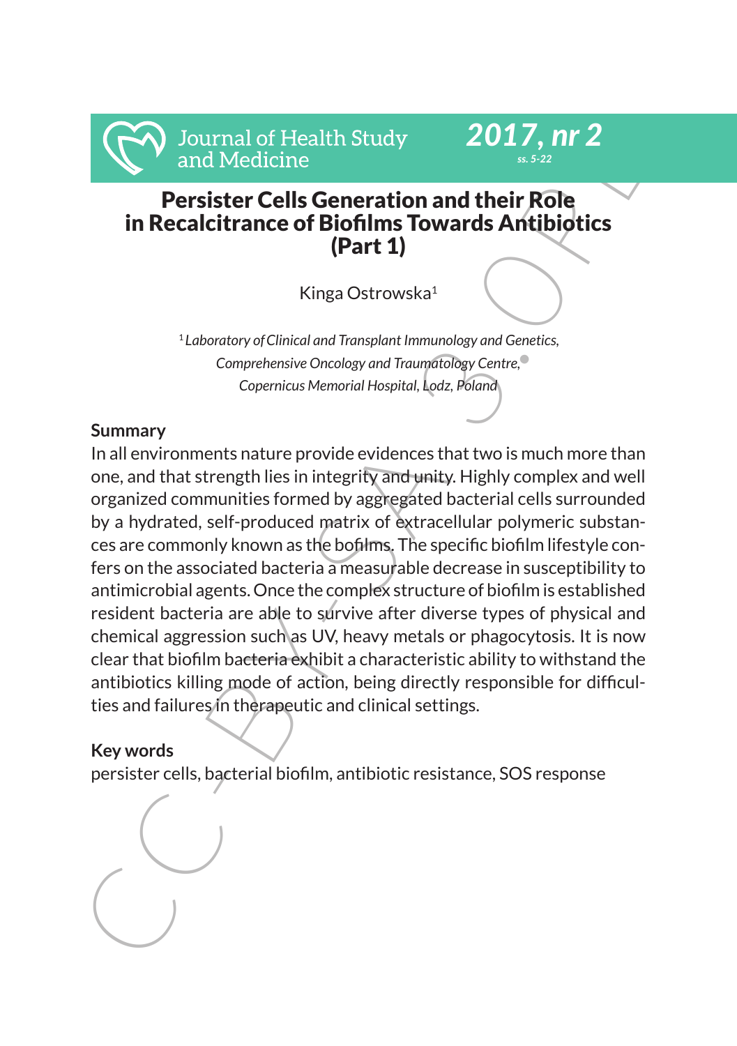# Persister Cells Generation and their Role in Recalcitrance of Biofilms Towards Antibiotics (Part 1)

Kinga Ostrowska[1]

[1] *Laboratory of Clinical and Transplant Immunology and Genetics, Comprehensive Oncology and Traumatology Centre, Copernicus Memorial Hospital, Lodz, Poland*

## Summary

In all environments nature provide evidences that two is much more than one, and that strength lies in integrity and unity. Highly complex and well organized communities formed by aggregated bacterial cells surrounded by a hydrated, self-produced matrix of extracellular polymeric substances are commonly known as the bofilms. The specific biofilm lifestyle confers on the associated bacteria a measurable decrease in susceptibility to antimicrobial agents. Once the complex structure of biofilm is established resident bacteria are able to survive after diverse types of physical and chemical aggression such as UV, heavy metals or phagocytosis. It is now clear that biofilm bacteria exhibit a characteristic ability to withstand the antibiotics killing mode of action, being directly responsible for difficulties and failures in therapeutic and clinical settings.

## Key words

persister cells, bacterial biofilm, antibiotic resistance, SOS response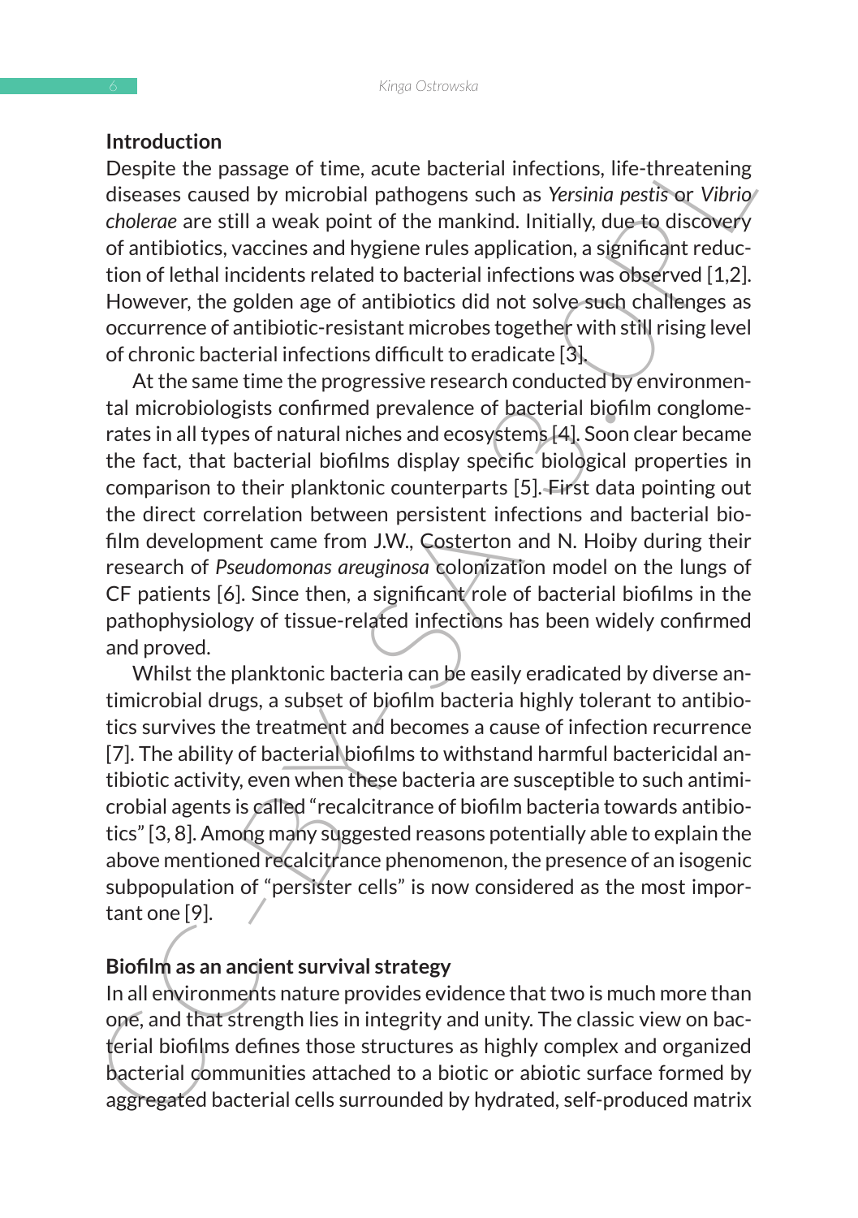## Introduction

Despite the passage of time, acute bacterial infections, life-threatening diseases caused by microbial pathogens such as *Yersinia pestis* or *Vibrio cholerae* are still a weak point of the mankind. Initially, due to discovery of antibiotics, vaccines and hygiene rules application, a significant reduction of lethal incidents related to bacterial infections was observed [1,2]. However, the golden age of antibiotics did not solve such challenges as occurrence of antibiotic-resistant microbes together with still rising level of chronic bacterial infections difficult to eradicate [3].

At the same time the progressive research conducted by environmental microbiologists confirmed prevalence of bacterial biofilm conglomerates in all types of natural niches and ecosystems [4]. Soon clear became the fact, that bacterial biofilms display specific biological properties in comparison to their planktonic counterparts [5]. First data pointing out the direct correlation between persistent infections and bacterial biofilm development came from J.W., Costerton and N. Hoiby during their research of *Pseudomonas areuginosa* colonization model on the lungs of CF patients [6]. Since then, a significant role of bacterial biofilms in the pathophysiology of tissue-related infections has been widely confirmed and proved.

Whilst the planktonic bacteria can be easily eradicated by diverse antimicrobial drugs, a subset of biofilm bacteria highly tolerant to antibiotics survives the treatment and becomes a cause of infection recurrence [7]. The ability of bacterial biofilms to withstand harmful bactericidal antibiotic activity, even when these bacteria are susceptible to such antimicrobial agents is called "recalcitrance of biofilm bacteria towards antibiotics" [3, 8]. Among many suggested reasons potentially able to explain the above mentioned recalcitrance phenomenon, the presence of an isogenic subpopulation of "persister cells" is now considered as the most important one [9].

## Biofilm as an ancient survival strategy

In all environments nature provides evidence that two is much more than one, and that strength lies in integrity and unity. The classic view on bacterial biofilms defines those structures as highly complex and organized bacterial communities attached to a biotic or abiotic surface formed by aggregated bacterial cells surrounded by hydrated, self-produced matrix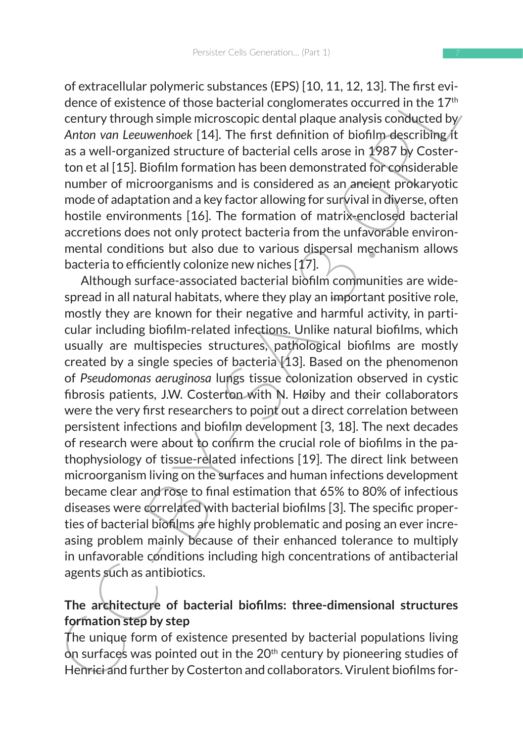of extracellular polymeric substances (EPS) [10, 11, 12, 13]. The first evidence of existence of those bacterial conglomerates occurred in the 17th century through simple microscopic dental plaque analysis conducted by *Anton van Leeuwenhoek* [14]. The first definition of biofilm describing it as a well-organized structure of bacterial cells arose in 1987 by Costerton et al [15]. Biofilm formation has been demonstrated for considerable number of microorganisms and is considered as an ancient prokaryotic mode of adaptation and a key factor allowing for survival in diverse, often hostile environments [16]. The formation of matrix-enclosed bacterial accretions does not only protect bacteria from the unfavorable environmental conditions but also due to various dispersal mechanism allows bacteria to efficiently colonize new niches [17].

Although surface-associated bacterial biofilm communities are widespread in all natural habitats, where they play an important positive role, mostly they are known for their negative and harmful activity, in particular including biofilm-related infections. Unlike natural biofilms, which usually are multispecies structures, pathological biofilms are mostly created by a single species of bacteria [13]. Based on the phenomenon of *Pseudomonas aeruginosa* lungs tissue colonization observed in cystic fibrosis patients, J.W. Costerton with N. Høiby and their collaborators were the very first researchers to point out a direct correlation between persistent infections and biofilm development [3, 18]. The next decades of research were about to confirm the crucial role of biofilms in the pathophysiology of tissue-related infections [19]. The direct link between microorganism living on the surfaces and human infections development became clear and rose to final estimation that 65% to 80% of infectious diseases were correlated with bacterial biofilms [3]. The specific properties of bacterial biofilms are highly problematic and posing an ever increasing problem mainly because of their enhanced tolerance to multiply in unfavorable conditions including high concentrations of antibacterial agents such as antibiotics.

## The architecture of bacterial biofilms: three-dimensional structures formation step by step

The unique form of existence presented by bacterial populations living on surfaces was pointed out in the 20th century by pioneering studies of Henrici and further by Costerton and collaborators. Virulent biofilms for-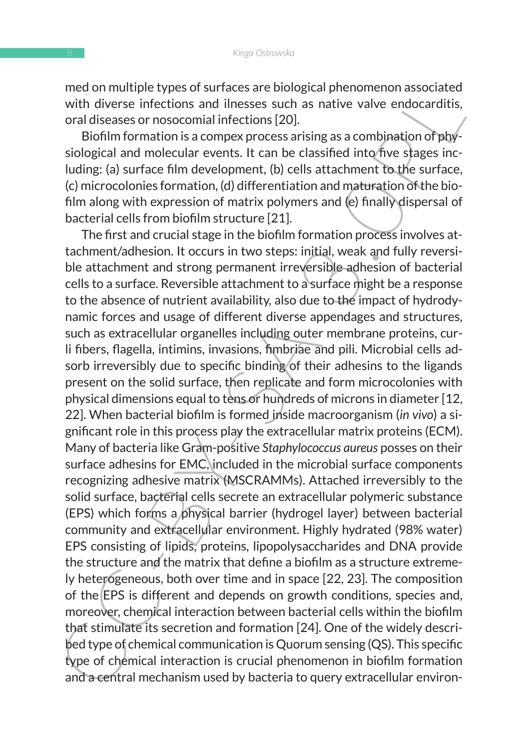med on multiple types of surfaces are biological phenomenon associated with diverse infections and ilnesses such as native valve endocarditis, oral diseases or nosocomial infections [20].

Biofilm formation is a compex process arising as a combination of physiological and molecular events. It can be classified into five stages including: (a) surface film development, (b) cells attachment to the surface, (c) microcolonies formation, (d) differentiation and maturation of the biofilm along with expression of matrix polymers and (e) finally dispersal of bacterial cells from biofilm structure [21].

The first and crucial stage in the biofilm formation process involves attachment/adhesion. It occurs in two steps: initial, weak and fully reversible attachment and strong permanent irreversible adhesion of bacterial cells to a surface. Reversible attachment to a surface might be a response to the absence of nutrient availability, also due to the impact of hydrodynamic forces and usage of different diverse appendages and structures, such as extracellular organelles including outer membrane proteins, curli fibers, flagella, intimins, invasions, fimbriae and pili. Microbial cells adsorb irreversibly due to specific binding of their adhesins to the ligands present on the solid surface, then replicate and form microcolonies with physical dimensions equal to tens or hundreds of microns in diameter [12, 22]. When bacterial biofilm is formed inside macroorganism (*in vivo*) a significant role in this process play the extracellular matrix proteins (ECM). Many of bacteria like Gram-positive *Staphylococcus aureus* posses on their surface adhesins for EMC, included in the microbial surface components recognizing adhesive matrix (MSCRAMMs). Attached irreversibly to the solid surface, bacterial cells secrete an extracellular polymeric substance (EPS) which forms a physical barrier (hydrogel layer) between bacterial community and extracellular environment. Highly hydrated (98% water) EPS consisting of lipids, proteins, lipopolysaccharides and DNA provide the structure and the matrix that define a biofilm as a structure extremely heterogeneous, both over time and in space [22, 23]. The composition of the EPS is different and depends on growth conditions, species and, moreover, chemical interaction between bacterial cells within the biofilm that stimulate its secretion and formation [24]. One of the widely described type of chemical communication is Quorum sensing (QS). This specific type of chemical interaction is crucial phenomenon in biofilm formation and a central mechanism used by bacteria to query extracellular environ-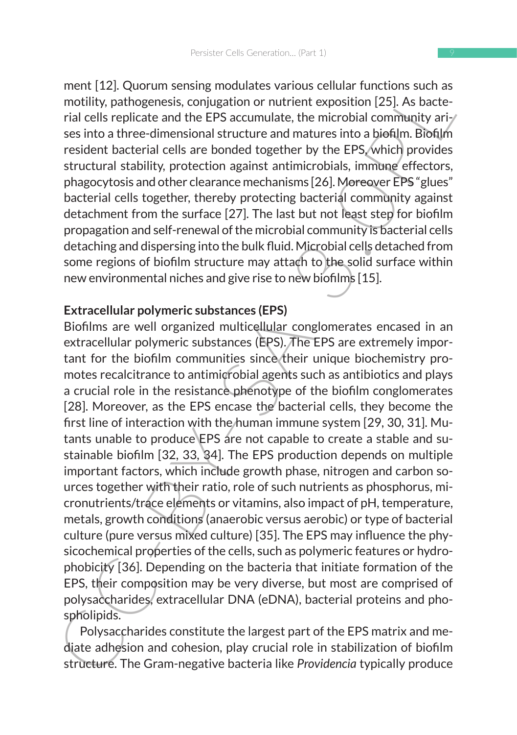ment [12]. Quorum sensing modulates various cellular functions such as motility, pathogenesis, conjugation or nutrient exposition [25]. As bacterial cells replicate and the EPS accumulate, the microbial community arises into a three-dimensional structure and matures into a biofilm. Biofilm resident bacterial cells are bonded together by the EPS, which provides structural stability, protection against antimicrobials, immune effectors, phagocytosis and other clearance mechanisms [26]. Moreover EPS "glues" bacterial cells together, thereby protecting bacterial community against detachment from the surface [27]. The last but not least step for biofilm propagation and self-renewal of the microbial community is bacterial cells detaching and dispersing into the bulk fluid. Microbial cells detached from some regions of biofilm structure may attach to the solid surface within new environmental niches and give rise to new biofilms [15].

**Extracellular polymeric substances (EPS)**

Biofilms are well organized multicellular conglomerates encased in an extracellular polymeric substances (EPS). The EPS are extremely important for the biofilm communities since their unique biochemistry promotes recalcitrance to antimicrobial agents such as antibiotics and plays a crucial role in the resistance phenotype of the biofilm conglomerates [28]. Moreover, as the EPS encase the bacterial cells, they become the first line of interaction with the human immune system [29, 30, 31]. Mutants unable to produce EPS are not capable to create a stable and sustainable biofilm [32, 33, 34]. The EPS production depends on multiple important factors, which include growth phase, nitrogen and carbon sources together with their ratio, role of such nutrients as phosphorus, micronutrients/trace elements or vitamins, also impact of pH, temperature, metals, growth conditions (anaerobic versus aerobic) or type of bacterial culture (pure versus mixed culture) [35]. The EPS may influence the physicochemical properties of the cells, such as polymeric features or hydrophobicity [36]. Depending on the bacteria that initiate formation of the EPS, their composition may be very diverse, but most are comprised of polysaccharides, extracellular DNA (eDNA), bacterial proteins and phospholipids.

Polysaccharides constitute the largest part of the EPS matrix and mediate adhesion and cohesion, play crucial role in stabilization of biofilm structure. The Gram-negative bacteria like *Providencia* typically produce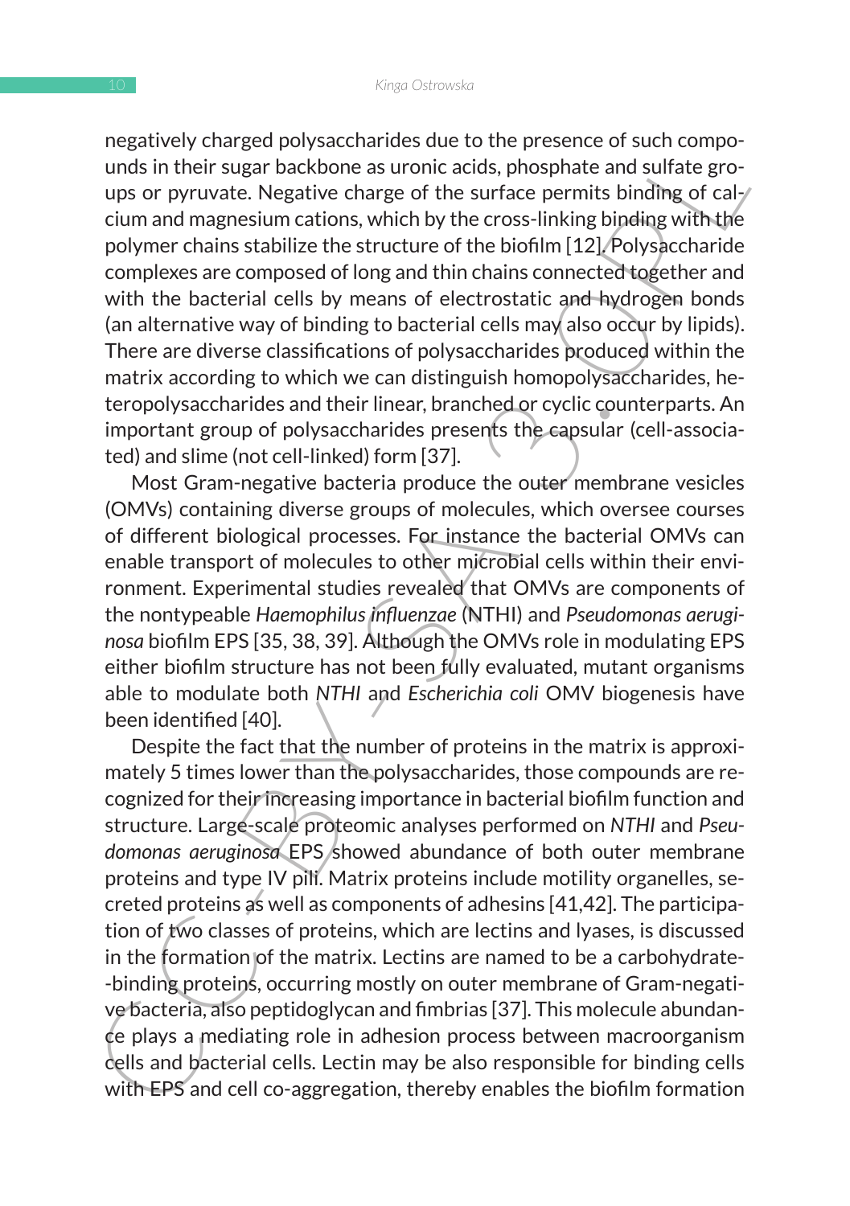negatively charged polysaccharides due to the presence of such compounds in their sugar backbone as uronic acids, phosphate and sulfate groups or pyruvate. Negative charge of the surface permits binding of calcium and magnesium cations, which by the cross-linking binding with the polymer chains stabilize the structure of the biofilm [12]. Polysaccharide complexes are composed of long and thin chains connected together and with the bacterial cells by means of electrostatic and hydrogen bonds (an alternative way of binding to bacterial cells may also occur by lipids). There are diverse classifications of polysaccharides produced within the matrix according to which we can distinguish homopolysaccharides, heteropolysaccharides and their linear, branched or cyclic counterparts. An important group of polysaccharides presents the capsular (cell-associated) and slime (not cell-linked) form [37].

Most Gram-negative bacteria produce the outer membrane vesicles (OMVs) containing diverse groups of molecules, which oversee courses of different biological processes. For instance the bacterial OMVs can enable transport of molecules to other microbial cells within their environment. Experimental studies revealed that OMVs are components of the nontypeable *Haemophilus influenzae* (NTHI) and *Pseudomonas aeruginosa* biofilm EPS [35, 38, 39]. Although the OMVs role in modulating EPS either biofilm structure has not been fully evaluated, mutant organisms able to modulate both *NTHI* and *Escherichia coli* OMV biogenesis have been identified [40].

Despite the fact that the number of proteins in the matrix is approximately 5 times lower than the polysaccharides, those compounds are recognized for their increasing importance in bacterial biofilm function and structure. Large-scale proteomic analyses performed on *NTHI* and *Pseudomonas aeruginosa* EPS showed abundance of both outer membrane proteins and type IV pili. Matrix proteins include motility organelles, secreted proteins as well as components of adhesins [41,42]. The participation of two classes of proteins, which are lectins and lyases, is discussed in the formation of the matrix. Lectins are named to be a carbohydrate-binding proteins, occurring mostly on outer membrane of Gram-negative bacteria, also peptidoglycan and fimbrias [37]. This molecule abundance plays a mediating role in adhesion process between macroorganism cells and bacterial cells. Lectin may be also responsible for binding cells with EPS and cell co-aggregation, thereby enables the biofilm formation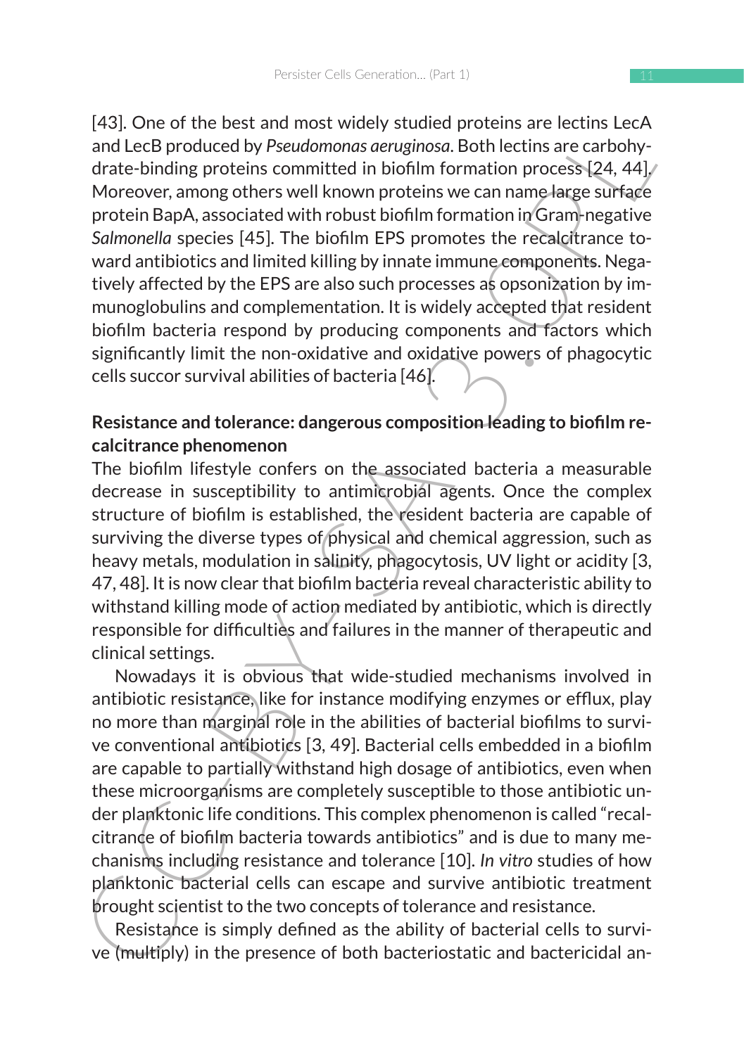[43]. One of the best and most widely studied proteins are lectins LecA and LecB produced by *Pseudomonas aeruginosa*. Both lectins are carbohydrate-binding proteins committed in biofilm formation process [24, 44]. Moreover, among others well known proteins we can name large surface protein BapA, associated with robust biofilm formation in Gram-negative *Salmonella* species [45]. The biofilm EPS promotes the recalcitrance toward antibiotics and limited killing by innate immune components. Negatively affected by the EPS are also such processes as opsonization by immunoglobulins and complementation. It is widely accepted that resident biofilm bacteria respond by producing components and factors which significantly limit the non-oxidative and oxidative powers of phagocytic cells succor survival abilities of bacteria [46].

**Resistance and tolerance: dangerous composition leading to biofilm recalcitrance phenomenon**

The biofilm lifestyle confers on the associated bacteria a measurable decrease in susceptibility to antimicrobial agents. Once the complex structure of biofilm is established, the resident bacteria are capable of surviving the diverse types of physical and chemical aggression, such as heavy metals, modulation in salinity, phagocytosis, UV light or acidity [3, 47, 48]. It is now clear that biofilm bacteria reveal characteristic ability to withstand killing mode of action mediated by antibiotic, which is directly responsible for difficulties and failures in the manner of therapeutic and clinical settings.

Nowadays it is obvious that wide-studied mechanisms involved in antibiotic resistance, like for instance modifying enzymes or efflux, play no more than marginal role in the abilities of bacterial biofilms to survive conventional antibiotics [3, 49]. Bacterial cells embedded in a biofilm are capable to partially withstand high dosage of antibiotics, even when these microorganisms are completely susceptible to those antibiotic under planktonic life conditions. This complex phenomenon is called "recalcitrance of biofilm bacteria towards antibiotics" and is due to many mechanisms including resistance and tolerance [10]. *In vitro* studies of how planktonic bacterial cells can escape and survive antibiotic treatment brought scientist to the two concepts of tolerance and resistance.

Resistance is simply defined as the ability of bacterial cells to survive (multiply) in the presence of both bacteriostatic and bactericidal an-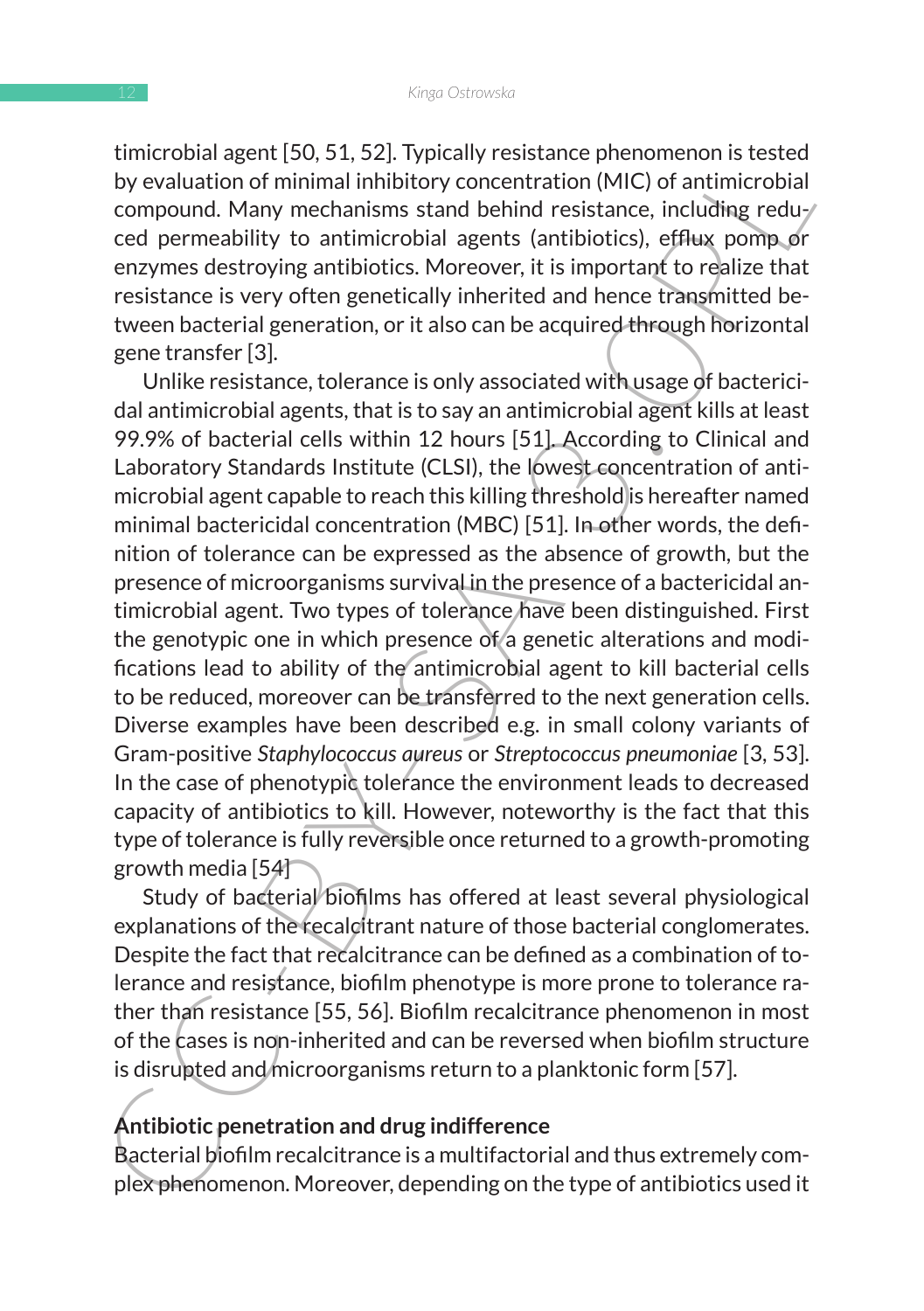timicrobial agent [50, 51, 52]. Typically resistance phenomenon is tested by evaluation of minimal inhibitory concentration (MIC) of antimicrobial compound. Many mechanisms stand behind resistance, including reduced permeability to antimicrobial agents (antibiotics), efflux pomp or enzymes destroying antibiotics. Moreover, it is important to realize that resistance is very often genetically inherited and hence transmitted between bacterial generation, or it also can be acquired through horizontal gene transfer [3].

Unlike resistance, tolerance is only associated with usage of bactericidal antimicrobial agents, that is to say an antimicrobial agent kills at least 99.9% of bacterial cells within 12 hours [51]. According to Clinical and Laboratory Standards Institute (CLSI), the lowest concentration of antimicrobial agent capable to reach this killing threshold is hereafter named minimal bactericidal concentration (MBC) [51]. In other words, the definition of tolerance can be expressed as the absence of growth, but the presence of microorganisms survival in the presence of a bactericidal antimicrobial agent. Two types of tolerance have been distinguished. First the genotypic one in which presence of a genetic alterations and modifications lead to ability of the antimicrobial agent to kill bacterial cells to be reduced, moreover can be transferred to the next generation cells. Diverse examples have been described e.g. in small colony variants of Gram-positive *Staphylococcus aureus* or *Streptococcus pneumoniae* [3, 53]. In the case of phenotypic tolerance the environment leads to decreased capacity of antibiotics to kill. However, noteworthy is the fact that this type of tolerance is fully reversible once returned to a growth-promoting growth media [54]

Study of bacterial biofilms has offered at least several physiological explanations of the recalcitrant nature of those bacterial conglomerates. Despite the fact that recalcitrance can be defined as a combination of tolerance and resistance, biofilm phenotype is more prone to tolerance rather than resistance [55, 56]. Biofilm recalcitrance phenomenon in most of the cases is non-inherited and can be reversed when biofilm structure is disrupted and microorganisms return to a planktonic form [57].

### Antibiotic penetration and drug indifference

Bacterial biofilm recalcitrance is a multifactorial and thus extremely complex phenomenon. Moreover, depending on the type of antibiotics used it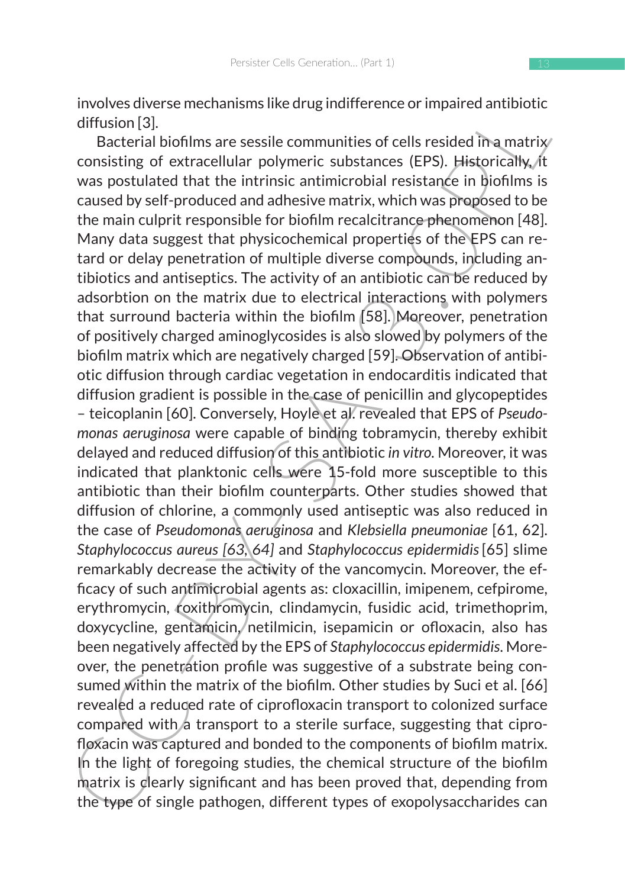involves diverse mechanisms like drug indifference or impaired antibiotic diffusion [3].

Bacterial biofilms are sessile communities of cells resided in a matrix consisting of extracellular polymeric substances (EPS). Historically, it was postulated that the intrinsic antimicrobial resistance in biofilms is caused by self-produced and adhesive matrix, which was proposed to be the main culprit responsible for biofilm recalcitrance phenomenon [48]. Many data suggest that physicochemical properties of the EPS can retard or delay penetration of multiple diverse compounds, including antibiotics and antiseptics. The activity of an antibiotic can be reduced by adsorbtion on the matrix due to electrical interactions with polymers that surround bacteria within the biofilm [58]. Moreover, penetration of positively charged aminoglycosides is also slowed by polymers of the biofilm matrix which are negatively charged [59]. Observation of antibiotic diffusion through cardiac vegetation in endocarditis indicated that diffusion gradient is possible in the case of penicillin and glycopeptides – teicoplanin [60]. Conversely, Hoyle et al. revealed that EPS of *Pseudomonas aeruginosa* were capable of binding tobramycin, thereby exhibit delayed and reduced diffusion of this antibiotic *in vitro*. Moreover, it was indicated that planktonic cells were 15-fold more susceptible to this antibiotic than their biofilm counterparts. Other studies showed that diffusion of chlorine, a commonly used antiseptic was also reduced in the case of *Pseudomonas aeruginosa* and *Klebsiella pneumoniae* [61, 62]. *Staphylococcus aureus [63, 64]* and *Staphylococcus epidermidis* [65] slime remarkably decrease the activity of the vancomycin. Moreover, the efficacy of such antimicrobial agents as: cloxacillin, imipenem, cefpirome, erythromycin, roxithromycin, clindamycin, fusidic acid, trimethoprim, doxycycline, gentamicin, netilmicin, isepamicin or ofloxacin, also has been negatively affected by the EPS of *Staphylococcus epidermidis*. Moreover, the penetration profile was suggestive of a substrate being consumed within the matrix of the biofilm. Other studies by Suci et al. [66] revealed a reduced rate of ciprofloxacin transport to colonized surface compared with a transport to a sterile surface, suggesting that ciprofloxacin was captured and bonded to the components of biofilm matrix. In the light of foregoing studies, the chemical structure of the biofilm matrix is clearly significant and has been proved that, depending from the type of single pathogen, different types of exopolysaccharides can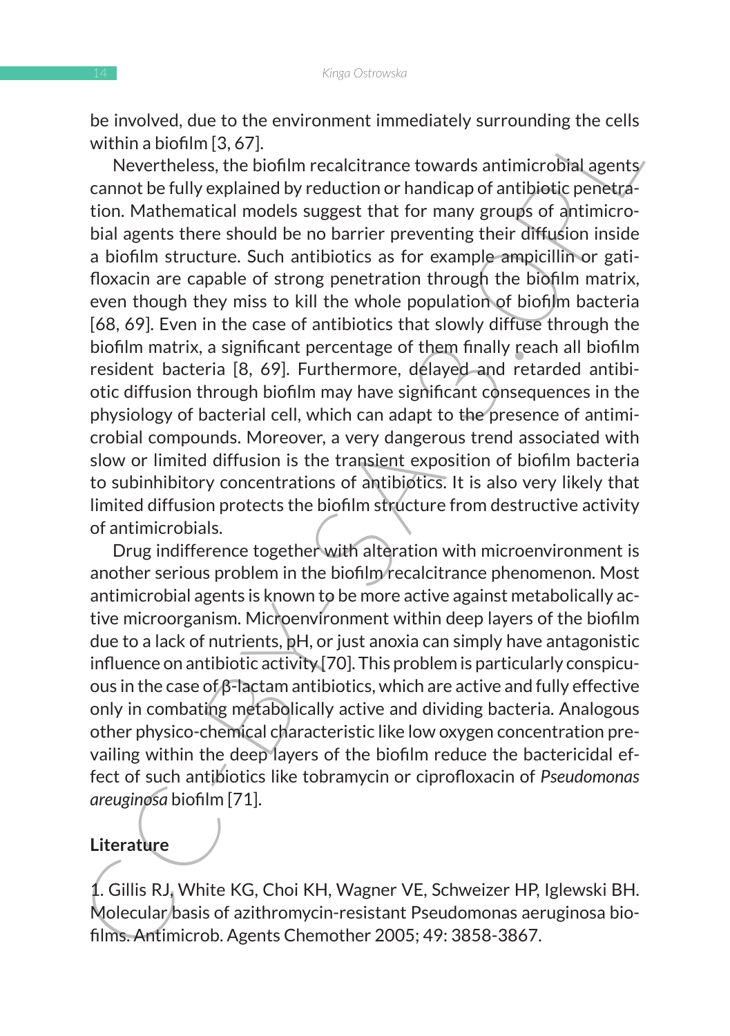be involved, due to the environment immediately surrounding the cells within a biofilm [3, 67].

Nevertheless, the biofilm recalcitrance towards antimicrobial agents cannot be fully explained by reduction or handicap of antibiotic penetration. Mathematical models suggest that for many groups of antimicrobial agents there should be no barrier preventing their diffusion inside a biofilm structure. Such antibiotics as for example ampicillin or gatifloxacin are capable of strong penetration through the biofilm matrix, even though they miss to kill the whole population of biofilm bacteria [68, 69]. Even in the case of antibiotics that slowly diffuse through the biofilm matrix, a significant percentage of them finally reach all biofilm resident bacteria [8, 69]. Furthermore, delayed and retarded antibiotic diffusion through biofilm may have significant consequences in the physiology of bacterial cell, which can adapt to the presence of antimicrobial compounds. Moreover, a very dangerous trend associated with slow or limited diffusion is the transient exposition of biofilm bacteria to subinhibitory concentrations of antibiotics. It is also very likely that limited diffusion protects the biofilm structure from destructive activity of antimicrobials.

Drug indifference together with alteration with microenvironment is another serious problem in the biofilm recalcitrance phenomenon. Most antimicrobial agents is known to be more active against metabolically active microorganism. Microenvironment within deep layers of the biofilm due to a lack of nutrients, pH, or just anoxia can simply have antagonistic influence on antibiotic activity [70]. This problem is particularly conspicuous in the case of β-lactam antibiotics, which are active and fully effective only in combating metabolically active and dividing bacteria. Analogous other physico-chemical characteristic like low oxygen concentration prevailing within the deep layers of the biofilm reduce the bactericidal effect of such antibiotics like tobramycin or ciprofloxacin of *Pseudomonas areuginosa* biofilm [71].

## Literature

1. Gillis RJ, White KG, Choi KH, Wagner VE, Schweizer HP, Iglewski BH. Molecular basis of azithromycin-resistant Pseudomonas aeruginosa biofilms. Antimicrob. Agents Chemother 2005; 49: 3858-3867.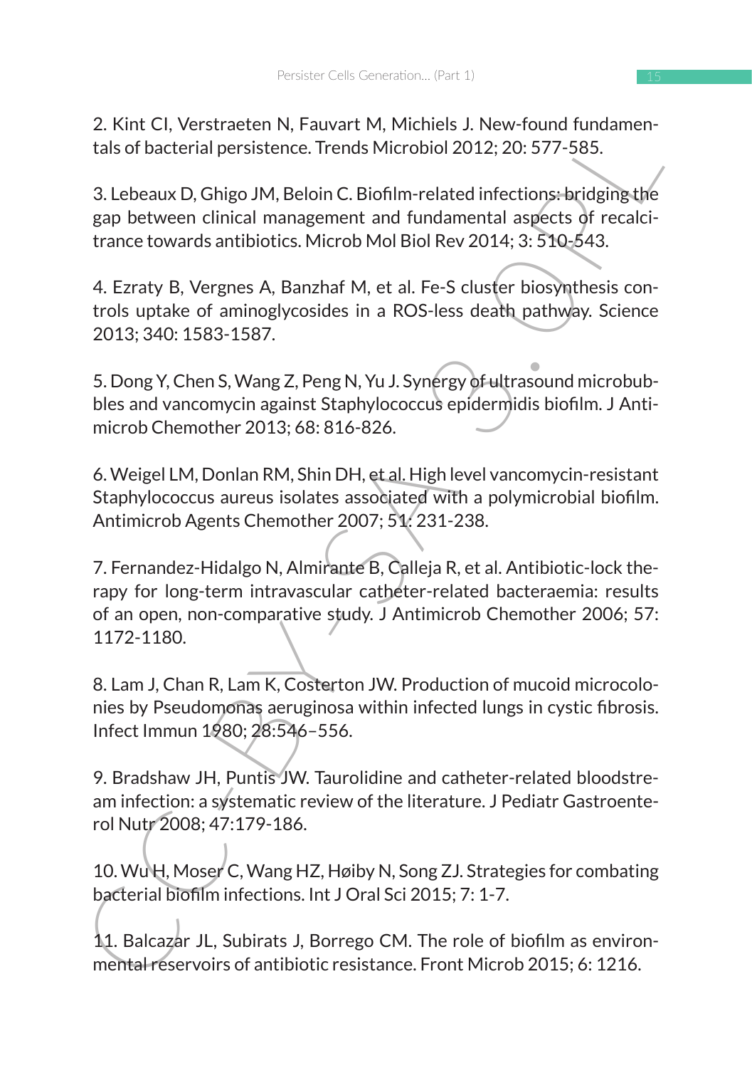2. Kint CI, Verstraeten N, Fauvart M, Michiels J. New-found fundamentals of bacterial persistence. Trends Microbiol 2012; 20: 577-585.

3. Lebeaux D, Ghigo JM, Beloin C. Biofilm-related infections: bridging the gap between clinical management and fundamental aspects of recalcitrance towards antibiotics. Microb Mol Biol Rev 2014; 3: 510-543.

4. Ezraty B, Vergnes A, Banzhaf M, et al. Fe-S cluster biosynthesis controls uptake of aminoglycosides in a ROS-less death pathway. Science 2013; 340: 1583-1587.

5. Dong Y, Chen S, Wang Z, Peng N, Yu J. Synergy of ultrasound microbubbles and vancomycin against Staphylococcus epidermidis biofilm. J Antimicrob Chemother 2013; 68: 816-826.

6. Weigel LM, Donlan RM, Shin DH, et al. High level vancomycin-resistant Staphylococcus aureus isolates associated with a polymicrobial biofilm. Antimicrob Agents Chemother 2007; 51: 231-238.

7. Fernandez-Hidalgo N, Almirante B, Calleja R, et al. Antibiotic-lock therapy for long-term intravascular catheter-related bacteraemia: results of an open, non-comparative study. J Antimicrob Chemother 2006; 57: 1172-1180.

8. Lam J, Chan R, Lam K, Costerton JW. Production of mucoid microcolonies by Pseudomonas aeruginosa within infected lungs in cystic fibrosis. Infect Immun 1980; 28:546–556.

9. Bradshaw JH, Puntis JW. Taurolidine and catheter-related bloodstream infection: a systematic review of the literature. J Pediatr Gastroenterol Nutr 2008; 47:179-186.

10. Wu H, Moser C, Wang HZ, Høiby N, Song ZJ. Strategies for combating bacterial biofilm infections. Int J Oral Sci 2015; 7: 1-7.

11. Balcazar JL, Subirats J, Borrego CM. The role of biofilm as environmental reservoirs of antibiotic resistance. Front Microb 2015; 6: 1216.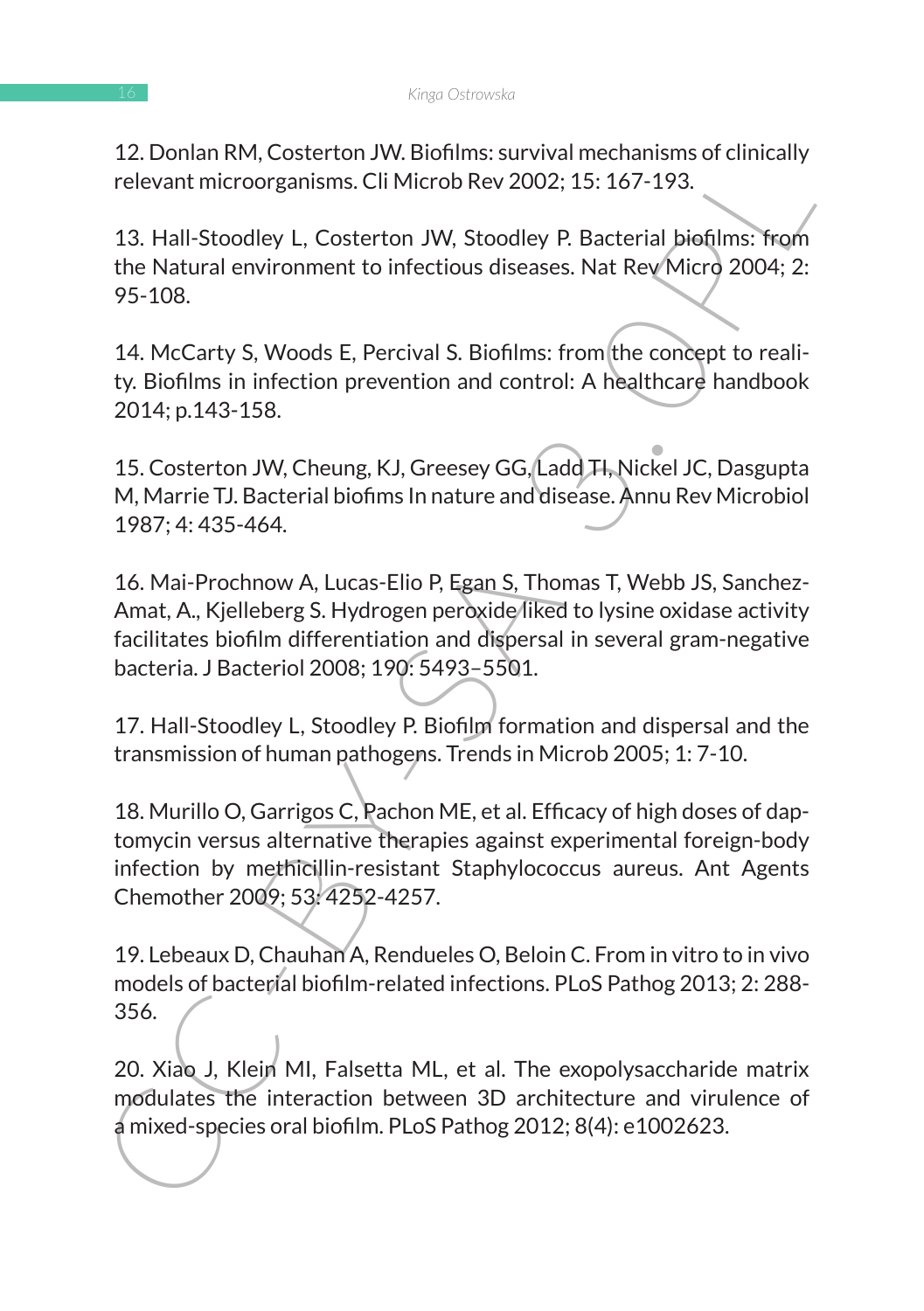12. Donlan RM, Costerton JW. Biofilms: survival mechanisms of clinically relevant microorganisms. Cli Microb Rev 2002; 15: 167-193.

13. Hall-Stoodley L, Costerton JW, Stoodley P. Bacterial biofilms: from the Natural environment to infectious diseases. Nat Rev Micro 2004; 2: 95-108.

14. McCarty S, Woods E, Percival S. Biofilms: from the concept to reality. Biofilms in infection prevention and control: A healthcare handbook 2014; p.143-158.

15. Costerton JW, Cheung, KJ, Greesey GG, Ladd TI, Nickel JC, Dasgupta M, Marrie TJ. Bacterial biofims In nature and disease. Annu Rev Microbiol 1987; 4: 435-464.

16. Mai-Prochnow A, Lucas-Elio P, Egan S, Thomas T, Webb JS, Sanchez-Amat, A., Kjelleberg S. Hydrogen peroxide liked to lysine oxidase activity facilitates biofilm differentiation and dispersal in several gram-negative bacteria. J Bacteriol 2008; 190: 5493–5501.

17. Hall-Stoodley L, Stoodley P. Biofilm formation and dispersal and the transmission of human pathogens. Trends in Microb 2005; 1: 7-10.

18. Murillo O, Garrigos C, Pachon ME, et al. Efficacy of high doses of daptomycin versus alternative therapies against experimental foreign-body infection by methicillin-resistant Staphylococcus aureus. Ant Agents Chemother 2009; 53: 4252-4257.

19. Lebeaux D, Chauhan A, Rendueles O, Beloin C. From in vitro to in vivo models of bacterial biofilm-related infections. PLoS Pathog 2013; 2: 288-356.

20. Xiao J, Klein MI, Falsetta ML, et al. The exopolysaccharide matrix modulates the interaction between 3D architecture and virulence of a mixed-species oral biofilm. PLoS Pathog 2012; 8(4): e1002623.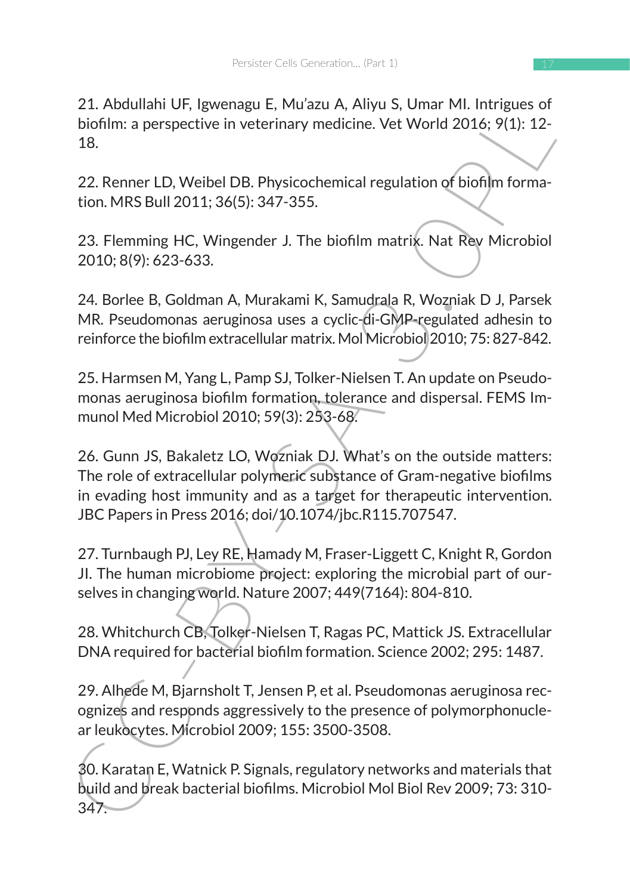21. Abdullahi UF, Igwenagu E, Mu'azu A, Aliyu S, Umar MI. Intrigues of biofilm: a perspective in veterinary medicine. Vet World 2016; 9(1): 12-18.

22. Renner LD, Weibel DB. Physicochemical regulation of biofilm formation. MRS Bull 2011; 36(5): 347-355.

23. Flemming HC, Wingender J. The biofilm matrix. Nat Rev Microbiol 2010; 8(9): 623-633.

24. Borlee B, Goldman A, Murakami K, Samudrala R, Wozniak D J, Parsek MR. Pseudomonas aeruginosa uses a cyclic-di-GMP-regulated adhesin to reinforce the biofilm extracellular matrix. Mol Microbiol 2010; 75: 827-842.

25. Harmsen M, Yang L, Pamp SJ, Tolker-Nielsen T. An update on Pseudomonas aeruginosa biofilm formation, tolerance and dispersal. FEMS Immunol Med Microbiol 2010; 59(3): 253-68.

26. Gunn JS, Bakaletz LO, Wozniak DJ. What's on the outside matters: The role of extracellular polymeric substance of Gram-negative biofilms in evading host immunity and as a target for therapeutic intervention. JBC Papers in Press 2016; doi/10.1074/jbc.R115.707547.

27. Turnbaugh PJ, Ley RE, Hamady M, Fraser-Liggett C, Knight R, Gordon JI. The human microbiome project: exploring the microbial part of ourselves in changing world. Nature 2007; 449(7164): 804-810.

28. Whitchurch CB, Tolker-Nielsen T, Ragas PC, Mattick JS. Extracellular DNA required for bacterial biofilm formation. Science 2002; 295: 1487.

29. Alhede M, Bjarnsholt T, Jensen P, et al. Pseudomonas aeruginosa recognizes and responds aggressively to the presence of polymorphonuclear leukocytes. Microbiol 2009; 155: 3500-3508.

30. Karatan E, Watnick P. Signals, regulatory networks and materials that build and break bacterial biofilms. Microbiol Mol Biol Rev 2009; 73: 310-347.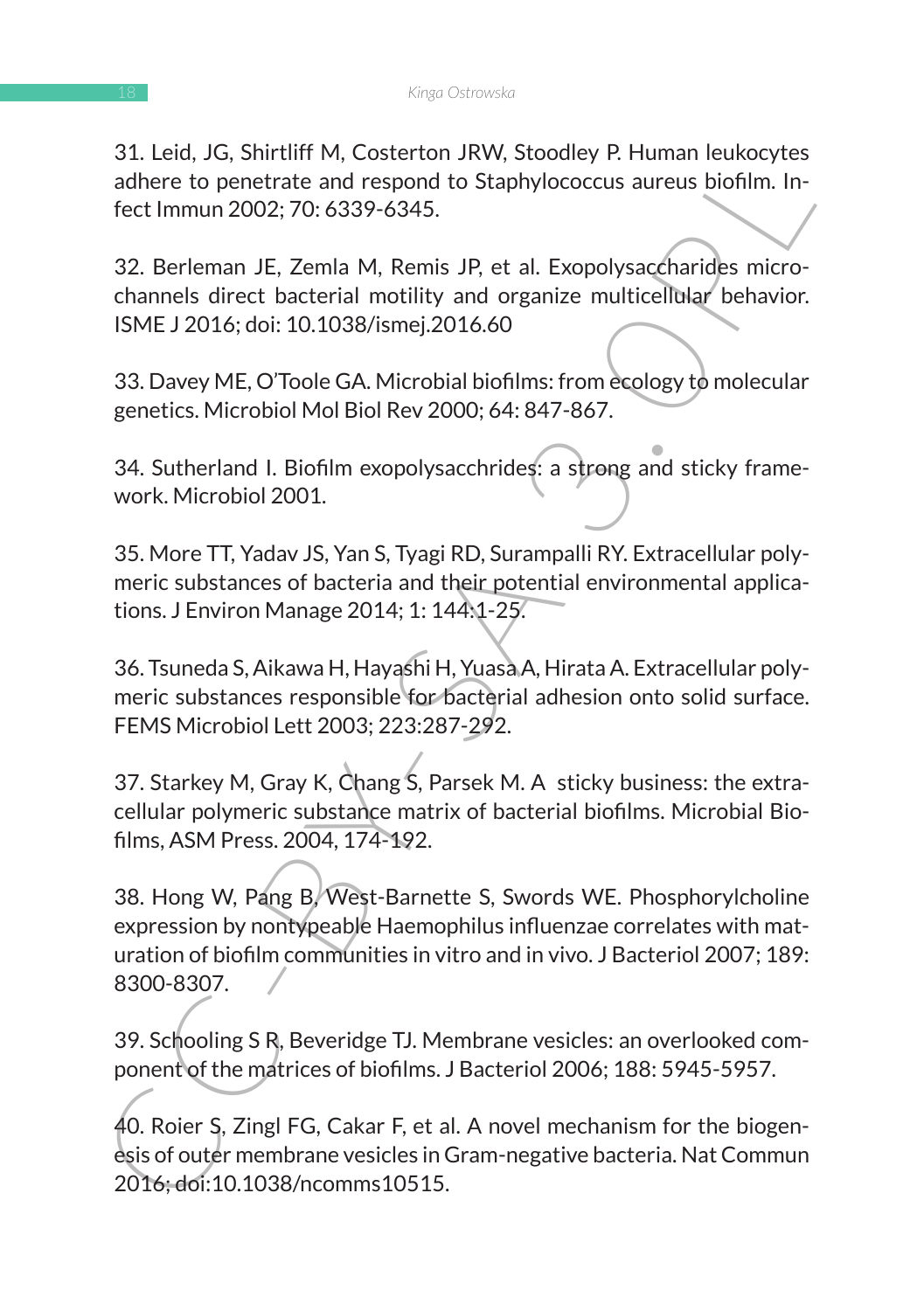31. Leid, JG, Shirtliff M, Costerton JRW, Stoodley P. Human leukocytes adhere to penetrate and respond to Staphylococcus aureus biofilm. Infect Immun 2002; 70: 6339-6345.

32. Berleman JE, Zemla M, Remis JP, et al. Exopolysaccharides microchannels direct bacterial motility and organize multicellular behavior. ISME J 2016; doi: 10.1038/ismej.2016.60

33. Davey ME, O'Toole GA. Microbial biofilms: from ecology to molecular genetics. Microbiol Mol Biol Rev 2000; 64: 847-867.

34. Sutherland I. Biofilm exopolysacchrides: a strong and sticky framework. Microbiol 2001.

35. More TT, Yadav JS, Yan S, Tyagi RD, Surampalli RY. Extracellular polymeric substances of bacteria and their potential environmental applications. J Environ Manage 2014; 1: 144:1-25.

36. Tsuneda S, Aikawa H, Hayashi H, Yuasa A, Hirata A. Extracellular polymeric substances responsible for bacterial adhesion onto solid surface. FEMS Microbiol Lett 2003; 223:287-292.

37. Starkey M, Gray K, Chang S, Parsek M. A sticky business: the extracellular polymeric substance matrix of bacterial biofilms. Microbial Biofilms, ASM Press. 2004, 174-192.

38. Hong W, Pang B, West-Barnette S, Swords WE. Phosphorylcholine expression by nontypeable Haemophilus influenzae correlates with maturation of biofilm communities in vitro and in vivo. J Bacteriol 2007; 189: 8300-8307.

39. Schooling S R, Beveridge TJ. Membrane vesicles: an overlooked component of the matrices of biofilms. J Bacteriol 2006; 188: 5945-5957.

40. Roier S, Zingl FG, Cakar F, et al. A novel mechanism for the biogenesis of outer membrane vesicles in Gram-negative bacteria. Nat Commun 2016; doi:10.1038/ncomms10515.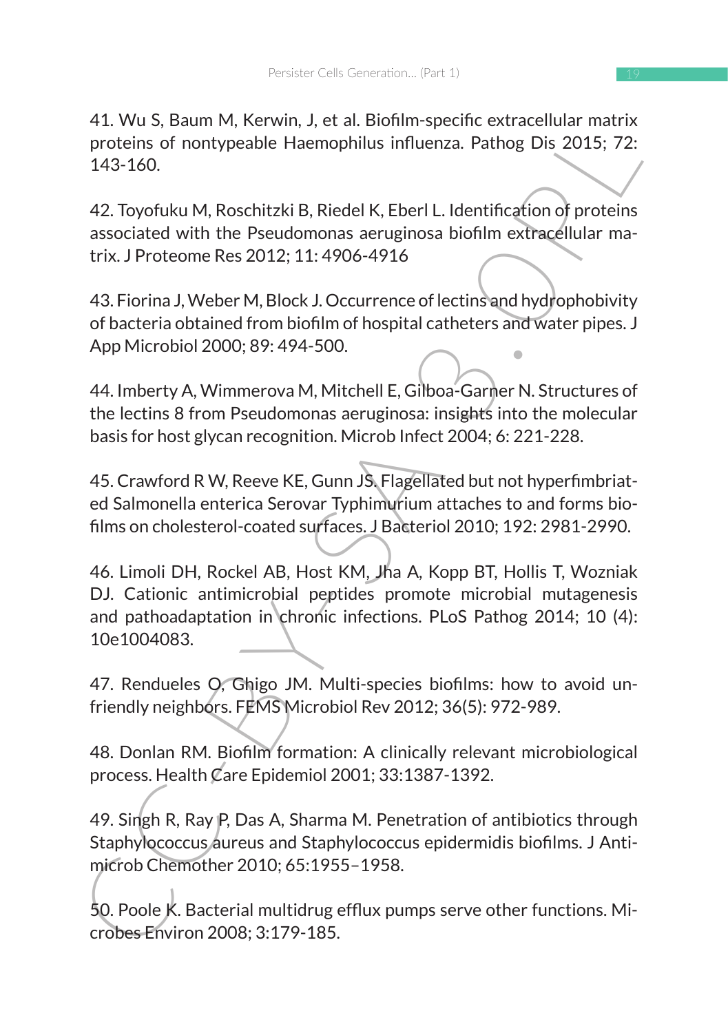41. Wu S, Baum M, Kerwin, J, et al. Biofilm-specific extracellular matrix proteins of nontypeable Haemophilus influenza. Pathog Dis 2015; 72: 143-160.

42. Toyofuku M, Roschitzki B, Riedel K, Eberl L. Identification of proteins associated with the Pseudomonas aeruginosa biofilm extracellular matrix. J Proteome Res 2012; 11: 4906-4916

43. Fiorina J, Weber M, Block J. Occurrence of lectins and hydrophobivity of bacteria obtained from biofilm of hospital catheters and water pipes. J App Microbiol 2000; 89: 494-500.

44. Imberty A, Wimmerova M, Mitchell E, Gilboa-Garner N. Structures of the lectins 8 from Pseudomonas aeruginosa: insights into the molecular basis for host glycan recognition. Microb Infect 2004; 6: 221-228.

45. Crawford R W, Reeve KE, Gunn JS. Flagellated but not hyperfimbriated Salmonella enterica Serovar Typhimurium attaches to and forms biofilms on cholesterol-coated surfaces. J Bacteriol 2010; 192: 2981-2990.

46. Limoli DH, Rockel AB, Host KM, Jha A, Kopp BT, Hollis T, Wozniak DJ. Cationic antimicrobial peptides promote microbial mutagenesis and pathoadaptation in chronic infections. PLoS Pathog 2014; 10 (4): 10e1004083.

47. Rendueles O, Ghigo JM. Multi-species biofilms: how to avoid unfriendly neighbors. FEMS Microbiol Rev 2012; 36(5): 972-989.

48. Donlan RM. Biofilm formation: A clinically relevant microbiological process. Health Care Epidemiol 2001; 33:1387-1392.

49. Singh R, Ray P, Das A, Sharma M. Penetration of antibiotics through Staphylococcus aureus and Staphylococcus epidermidis biofilms. J Antimicrob Chemother 2010; 65:1955–1958.

50. Poole K. Bacterial multidrug efflux pumps serve other functions. Microbes Environ 2008; 3:179-185.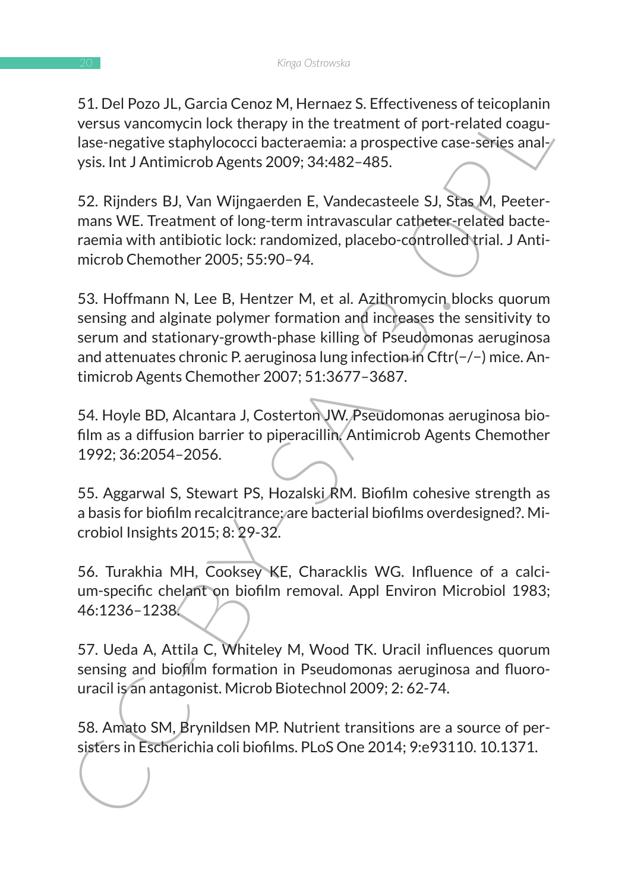51. Del Pozo JL, Garcia Cenoz M, Hernaez S. Effectiveness of teicoplanin versus vancomycin lock therapy in the treatment of port-related coagulase-negative staphylococci bacteraemia: a prospective case-series analysis. Int J Antimicrob Agents 2009; 34:482–485.

52. Rijnders BJ, Van Wijngaerden E, Vandecasteele SJ, Stas M, Peetermans WE. Treatment of long-term intravascular catheter-related bacteraemia with antibiotic lock: randomized, placebo-controlled trial. J Antimicrob Chemother 2005; 55:90–94.

53. Hoffmann N, Lee B, Hentzer M, et al. Azithromycin blocks quorum sensing and alginate polymer formation and increases the sensitivity to serum and stationary-growth-phase killing of Pseudomonas aeruginosa and attenuates chronic P. aeruginosa lung infection in Cftr(−/−) mice. Antimicrob Agents Chemother 2007; 51:3677–3687.

54. Hoyle BD, Alcantara J, Costerton JW. Pseudomonas aeruginosa biofilm as a diffusion barrier to piperacillin. Antimicrob Agents Chemother 1992; 36:2054–2056.

55. Aggarwal S, Stewart PS, Hozalski RM. Biofilm cohesive strength as a basis for biofilm recalcitrance: are bacterial biofilms overdesigned?. Microbiol Insights 2015; 8: 29-32.

56. Turakhia MH, Cooksey KE, Characklis WG. Influence of a calcium-specific chelant on biofilm removal. Appl Environ Microbiol 1983; 46:1236–1238.

57. Ueda A, Attila C, Whiteley M, Wood TK. Uracil influences quorum sensing and biofilm formation in Pseudomonas aeruginosa and fluorouracil is an antagonist. Microb Biotechnol 2009; 2: 62-74.

58. Amato SM, Brynildsen MP. Nutrient transitions are a source of persisters in Escherichia coli biofilms. PLoS One 2014; 9:e93110. 10.1371.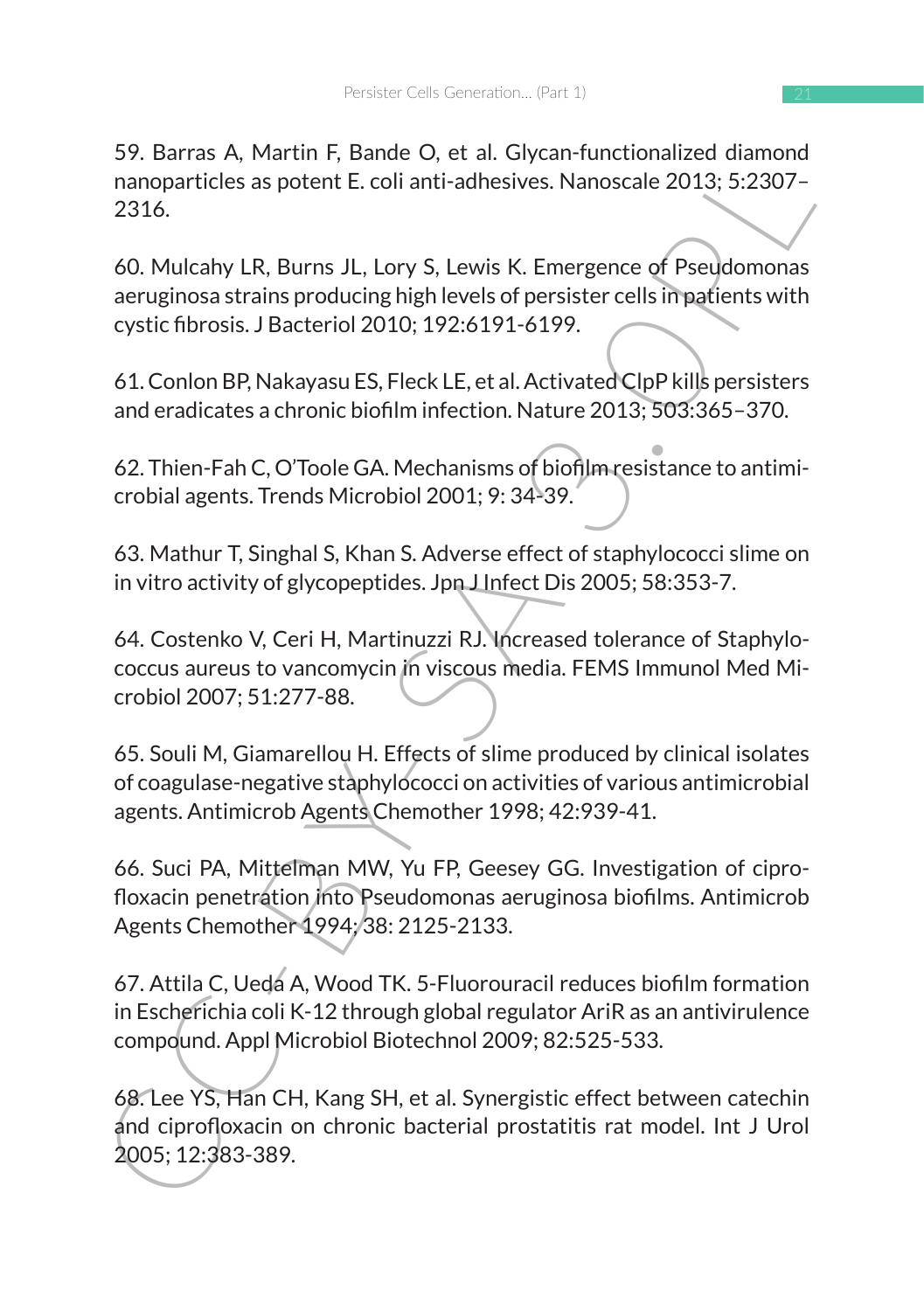59. Barras A, Martin F, Bande O, et al. Glycan-functionalized diamond nanoparticles as potent E. coli anti-adhesives. Nanoscale 2013; 5:2307–2316.

60. Mulcahy LR, Burns JL, Lory S, Lewis K. Emergence of Pseudomonas aeruginosa strains producing high levels of persister cells in patients with cystic fibrosis. J Bacteriol 2010; 192:6191-6199.

61. Conlon BP, Nakayasu ES, Fleck LE, et al. Activated ClpP kills persisters and eradicates a chronic biofilm infection. Nature 2013; 503:365–370.

62. Thien-Fah C, O'Toole GA. Mechanisms of biofilm resistance to antimicrobial agents. Trends Microbiol 2001; 9: 34-39.

63. Mathur T, Singhal S, Khan S. Adverse effect of staphylococci slime on in vitro activity of glycopeptides. Jpn J Infect Dis 2005; 58:353-7.

64. Costenko V, Ceri H, Martinuzzi RJ. Increased tolerance of Staphylococcus aureus to vancomycin in viscous media. FEMS Immunol Med Microbiol 2007; 51:277-88.

65. Souli M, Giamarellou H. Effects of slime produced by clinical isolates of coagulase-negative staphylococci on activities of various antimicrobial agents. Antimicrob Agents Chemother 1998; 42:939-41.

66. Suci PA, Mittelman MW, Yu FP, Geesey GG. Investigation of ciprofloxacin penetration into Pseudomonas aeruginosa biofilms. Antimicrob Agents Chemother 1994; 38: 2125-2133.

67. Attila C, Ueda A, Wood TK. 5-Fluorouracil reduces biofilm formation in Escherichia coli K-12 through global regulator AriR as an antivirulence compound. Appl Microbiol Biotechnol 2009; 82:525-533.

68. Lee YS, Han CH, Kang SH, et al. Synergistic effect between catechin and ciprofloxacin on chronic bacterial prostatitis rat model. Int J Urol 2005; 12:383-389.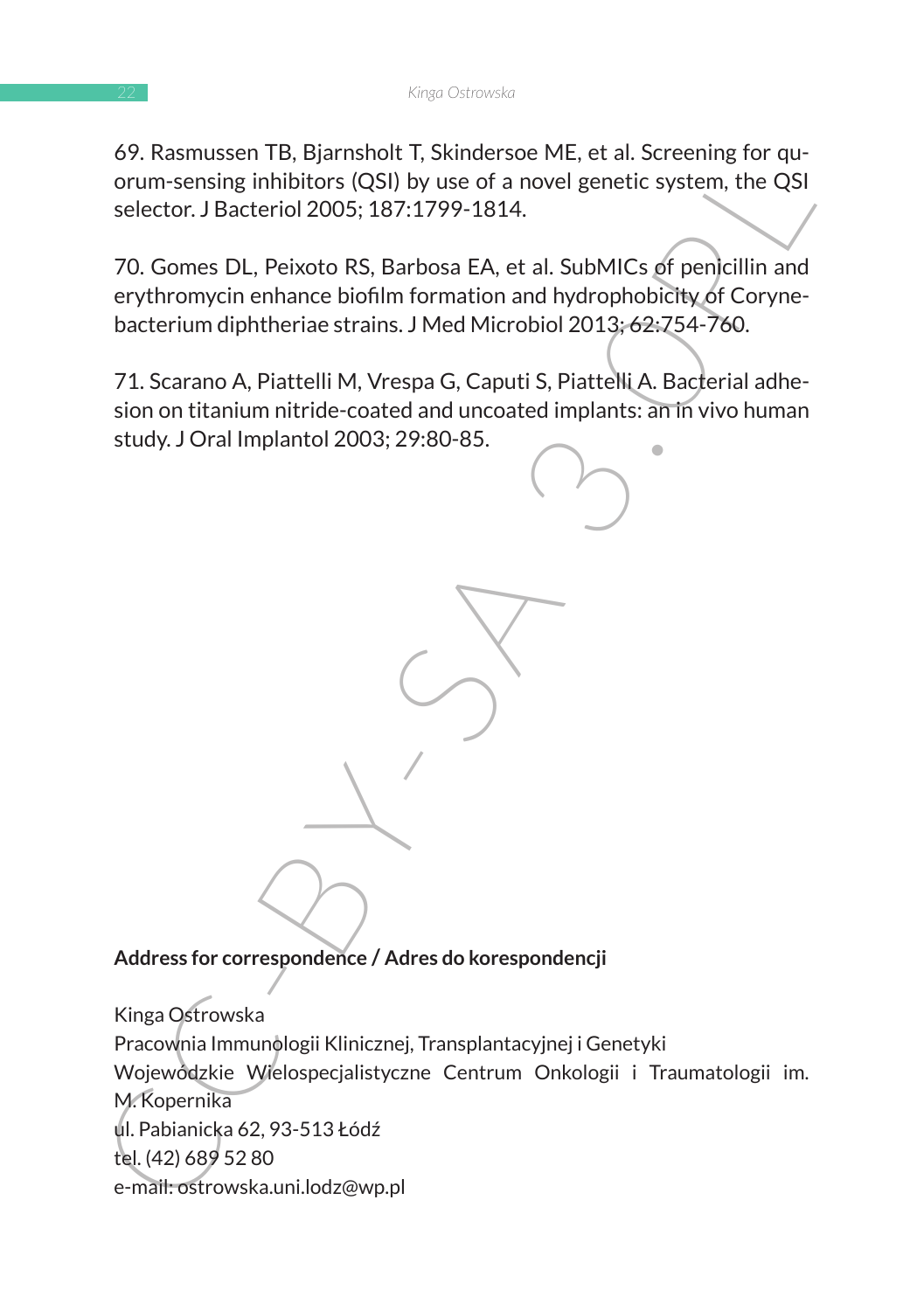69. Rasmussen TB, Bjarnsholt T, Skindersoe ME, et al. Screening for quorum-sensing inhibitors (QSI) by use of a novel genetic system, the QSI selector. J Bacteriol 2005; 187:1799-1814.

70. Gomes DL, Peixoto RS, Barbosa EA, et al. SubMICs of penicillin and erythromycin enhance biofilm formation and hydrophobicity of Corynebacterium diphtheriae strains. J Med Microbiol 2013; 62:754-760.

71. Scarano A, Piattelli M, Vrespa G, Caputi S, Piattelli A. Bacterial adhesion on titanium nitride-coated and uncoated implants: an in vivo human study. J Oral Implantol 2003; 29:80-85.

**Address for correspondence / Adres do korespondencji**

Kinga Ostrowska
Pracownia Immunologii Klinicznej, Transplantacyjnej i Genetyki
Wojewódzkie Wielospecjalistyczne Centrum Onkologii i Traumatologii im. M. Kopernika
ul. Pabianicka 62, 93-513 Łódź
tel. (42) 689 52 80
e-mail: ostrowska.uni.lodz@wp.pl